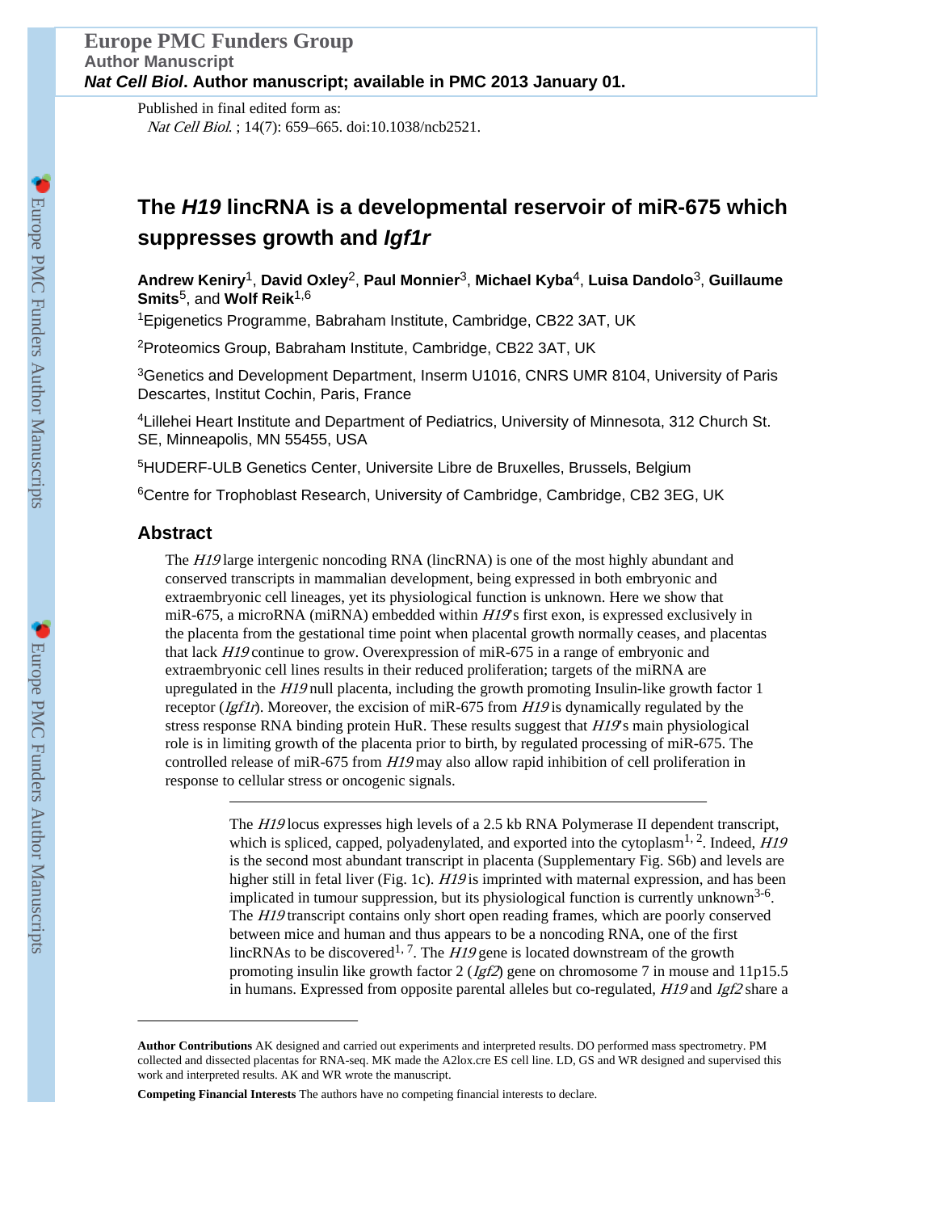Published in final edited form as:
*Nat Cell Biol*. ; 14(7): 659–665. doi:10.1038/ncb2521.

# The *H19* lincRNA is a developmental reservoir of miR-675 which suppresses growth and *Igf1r*

**Andrew Keniry**[1], **David Oxley**[2], **Paul Monnier**[3], **Michael Kyba**[4], **Luisa Dandolo**[3], **Guillaume Smits**[5], and **Wolf Reik**[1,6]

[1]Epigenetics Programme, Babraham Institute, Cambridge, CB22 3AT, UK

[2]Proteomics Group, Babraham Institute, Cambridge, CB22 3AT, UK

[3]Genetics and Development Department, Inserm U1016, CNRS UMR 8104, University of Paris Descartes, Institut Cochin, Paris, France

[4]Lillehei Heart Institute and Department of Pediatrics, University of Minnesota, 312 Church St. SE, Minneapolis, MN 55455, USA

[5]HUDERF-ULB Genetics Center, Universite Libre de Bruxelles, Brussels, Belgium

[6]Centre for Trophoblast Research, University of Cambridge, Cambridge, CB2 3EG, UK

## Abstract

The *H19* large intergenic noncoding RNA (lincRNA) is one of the most highly abundant and conserved transcripts in mammalian development, being expressed in both embryonic and extraembryonic cell lineages, yet its physiological function is unknown. Here we show that miR-675, a microRNA (miRNA) embedded within *H19*'s first exon, is expressed exclusively in the placenta from the gestational time point when placental growth normally ceases, and placentas that lack *H19* continue to grow. Overexpression of miR-675 in a range of embryonic and extraembryonic cell lines results in their reduced proliferation; targets of the miRNA are upregulated in the *H19* null placenta, including the growth promoting Insulin-like growth factor 1 receptor (*Igf1r*). Moreover, the excision of miR-675 from *H19* is dynamically regulated by the stress response RNA binding protein HuR. These results suggest that *H19*'s main physiological role is in limiting growth of the placenta prior to birth, by regulated processing of miR-675. The controlled release of miR-675 from *H19* may also allow rapid inhibition of cell proliferation in response to cellular stress or oncogenic signals.

---

The *H19* locus expresses high levels of a 2.5 kb RNA Polymerase II dependent transcript, which is spliced, capped, polyadenylated, and exported into the cytoplasm[1, 2]. Indeed, *H19* is the second most abundant transcript in placenta (Supplementary Fig. S6b) and levels are higher still in fetal liver (Fig. 1c). *H19* is imprinted with maternal expression, and has been implicated in tumour suppression, but its physiological function is currently unknown[3-6]. The *H19* transcript contains only short open reading frames, which are poorly conserved between mice and human and thus appears to be a noncoding RNA, one of the first lincRNAs to be discovered[1, 7]. The *H19* gene is located downstream of the growth promoting insulin like growth factor 2 (*Igf2*) gene on chromosome 7 in mouse and 11p15.5 in humans. Expressed from opposite parental alleles but co-regulated, *H19* and *Igf2* share a

---

**Author Contributions** AK designed and carried out experiments and interpreted results. DO performed mass spectrometry. PM collected and dissected placentas for RNA-seq. MK made the A2lox.cre ES cell line. LD, GS and WR designed and supervised this work and interpreted results. AK and WR wrote the manuscript.

**Competing Financial Interests** The authors have no competing financial interests to declare.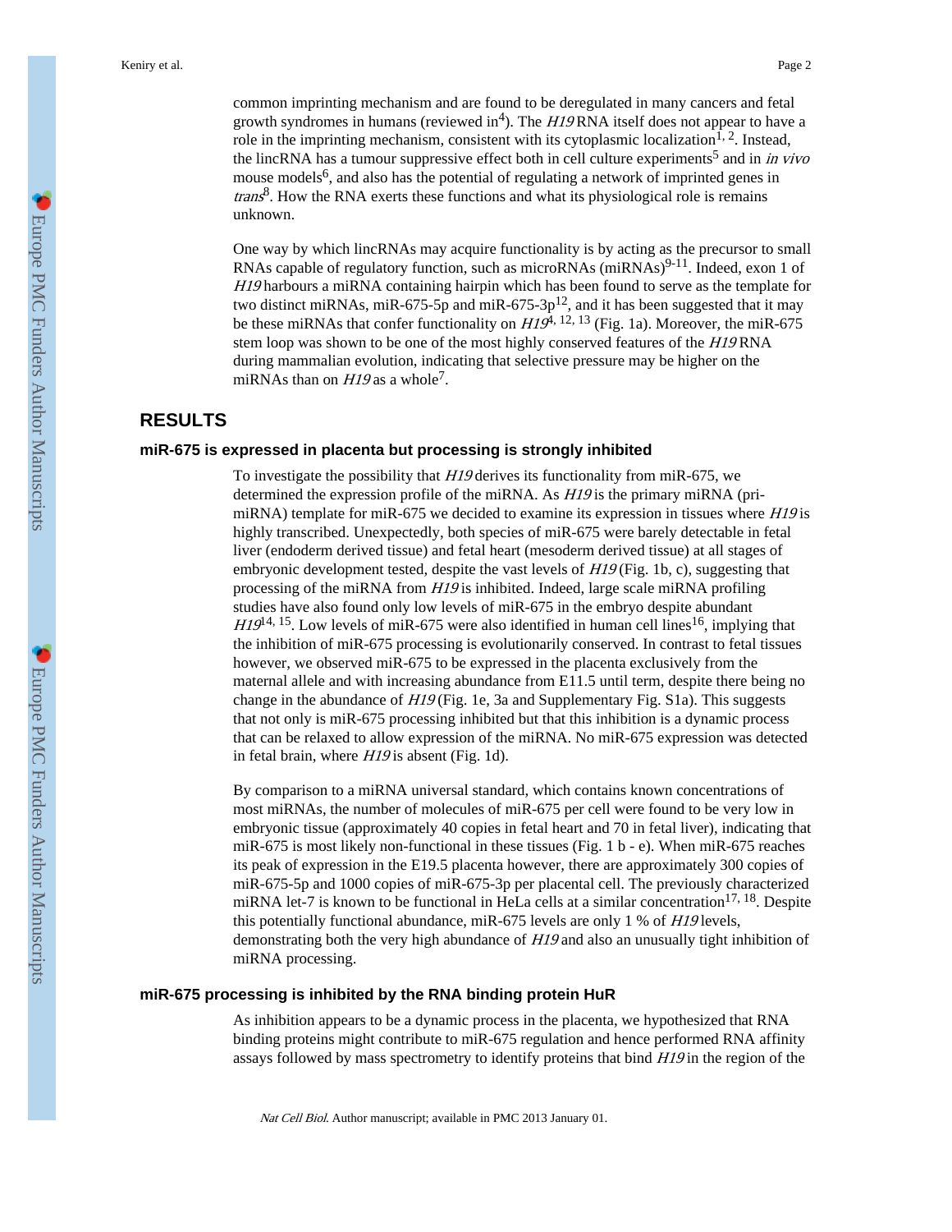common imprinting mechanism and are found to be deregulated in many cancers and fetal growth syndromes in humans (reviewed in[4]). The *H19* RNA itself does not appear to have a role in the imprinting mechanism, consistent with its cytoplasmic localization[1, 2]. Instead, the lincRNA has a tumour suppressive effect both in cell culture experiments[5] and in *in vivo* mouse models[6], and also has the potential of regulating a network of imprinted genes in *trans*[8]. How the RNA exerts these functions and what its physiological role is remains unknown.

One way by which lincRNAs may acquire functionality is by acting as the precursor to small RNAs capable of regulatory function, such as microRNAs (miRNAs)[9-11]. Indeed, exon 1 of *H19* harbours a miRNA containing hairpin which has been found to serve as the template for two distinct miRNAs, miR-675-5p and miR-675-3p[12], and it has been suggested that it may be these miRNAs that confer functionality on *H19*[4, 12, 13] (Fig. 1a). Moreover, the miR-675 stem loop was shown to be one of the most highly conserved features of the *H19* RNA during mammalian evolution, indicating that selective pressure may be higher on the miRNAs than on *H19* as a whole[7].

## RESULTS

### miR-675 is expressed in placenta but processing is strongly inhibited

To investigate the possibility that *H19* derives its functionality from miR-675, we determined the expression profile of the miRNA. As *H19* is the primary miRNA (pri-miRNA) template for miR-675 we decided to examine its expression in tissues where *H19* is highly transcribed. Unexpectedly, both species of miR-675 were barely detectable in fetal liver (endoderm derived tissue) and fetal heart (mesoderm derived tissue) at all stages of embryonic development tested, despite the vast levels of *H19* (Fig. 1b, c), suggesting that processing of the miRNA from *H19* is inhibited. Indeed, large scale miRNA profiling studies have also found only low levels of miR-675 in the embryo despite abundant *H19*[14, 15]. Low levels of miR-675 were also identified in human cell lines[16], implying that the inhibition of miR-675 processing is evolutionarily conserved. In contrast to fetal tissues however, we observed miR-675 to be expressed in the placenta exclusively from the maternal allele and with increasing abundance from E11.5 until term, despite there being no change in the abundance of *H19* (Fig. 1e, 3a and Supplementary Fig. S1a). This suggests that not only is miR-675 processing inhibited but that this inhibition is a dynamic process that can be relaxed to allow expression of the miRNA. No miR-675 expression was detected in fetal brain, where *H19* is absent (Fig. 1d).

By comparison to a miRNA universal standard, which contains known concentrations of most miRNAs, the number of molecules of miR-675 per cell were found to be very low in embryonic tissue (approximately 40 copies in fetal heart and 70 in fetal liver), indicating that miR-675 is most likely non-functional in these tissues (Fig. 1 b - e). When miR-675 reaches its peak of expression in the E19.5 placenta however, there are approximately 300 copies of miR-675-5p and 1000 copies of miR-675-3p per placental cell. The previously characterized miRNA let-7 is known to be functional in HeLa cells at a similar concentration[17, 18]. Despite this potentially functional abundance, miR-675 levels are only 1 % of *H19* levels, demonstrating both the very high abundance of *H19* and also an unusually tight inhibition of miRNA processing.

### miR-675 processing is inhibited by the RNA binding protein HuR

As inhibition appears to be a dynamic process in the placenta, we hypothesized that RNA binding proteins might contribute to miR-675 regulation and hence performed RNA affinity assays followed by mass spectrometry to identify proteins that bind *H19* in the region of the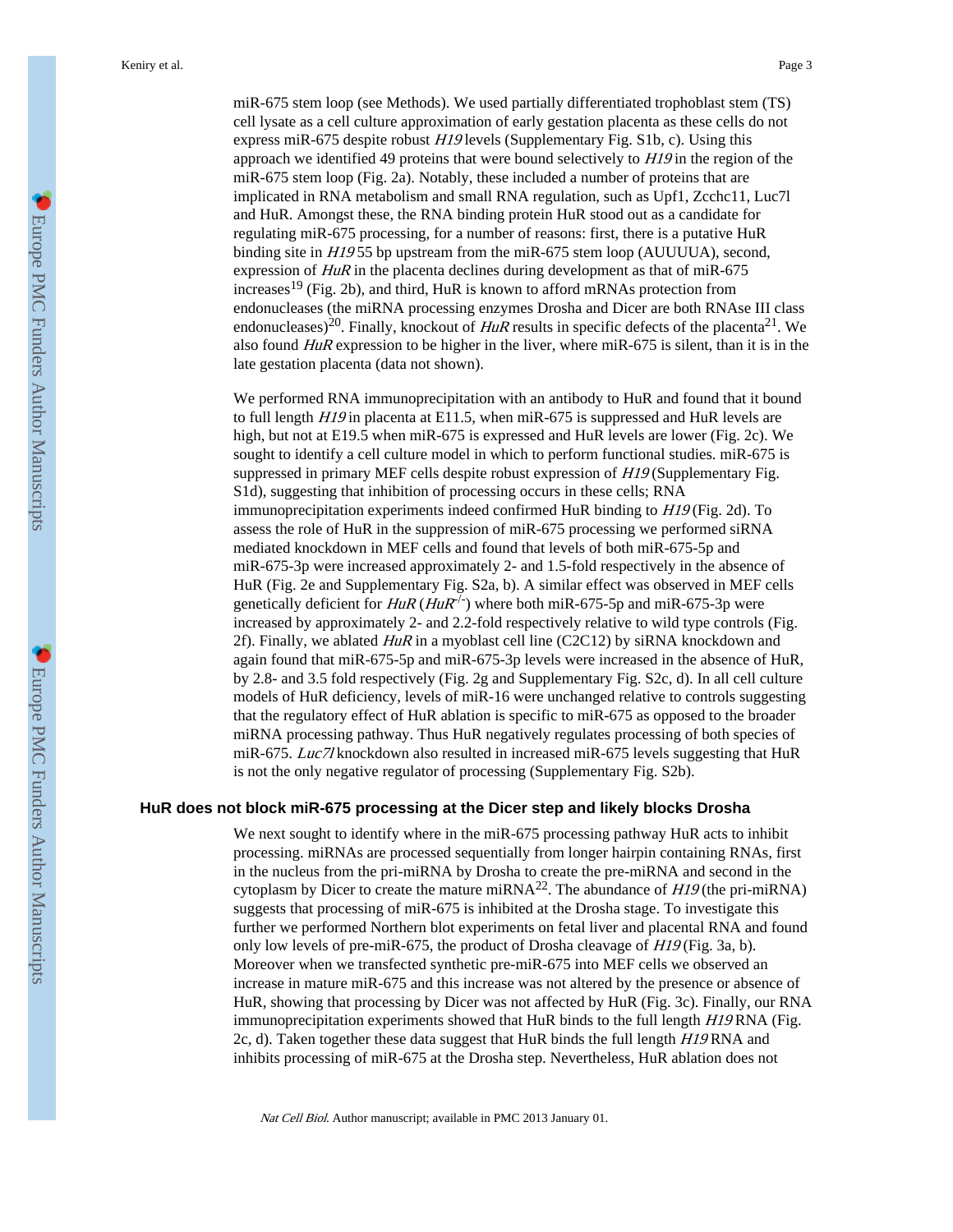miR-675 stem loop (see Methods). We used partially differentiated trophoblast stem (TS) cell lysate as a cell culture approximation of early gestation placenta as these cells do not express miR-675 despite robust *H19* levels (Supplementary Fig. S1b, c). Using this approach we identified 49 proteins that were bound selectively to *H19* in the region of the miR-675 stem loop (Fig. 2a). Notably, these included a number of proteins that are implicated in RNA metabolism and small RNA regulation, such as Upf1, Zcchc11, Luc7l and HuR. Amongst these, the RNA binding protein HuR stood out as a candidate for regulating miR-675 processing, for a number of reasons: first, there is a putative HuR binding site in *H19* 55 bp upstream from the miR-675 stem loop (AUUUUA), second, expression of *HuR* in the placenta declines during development as that of miR-675 increases[19] (Fig. 2b), and third, HuR is known to afford mRNAs protection from endonucleases (the miRNA processing enzymes Drosha and Dicer are both RNAse III class endonucleases)[20]. Finally, knockout of *HuR* results in specific defects of the placenta[21]. We also found *HuR* expression to be higher in the liver, where miR-675 is silent, than it is in the late gestation placenta (data not shown).

We performed RNA immunoprecipitation with an antibody to HuR and found that it bound to full length *H19* in placenta at E11.5, when miR-675 is suppressed and HuR levels are high, but not at E19.5 when miR-675 is expressed and HuR levels are lower (Fig. 2c). We sought to identify a cell culture model in which to perform functional studies. miR-675 is suppressed in primary MEF cells despite robust expression of *H19* (Supplementary Fig. S1d), suggesting that inhibition of processing occurs in these cells; RNA immunoprecipitation experiments indeed confirmed HuR binding to *H19* (Fig. 2d). To assess the role of HuR in the suppression of miR-675 processing we performed siRNA mediated knockdown in MEF cells and found that levels of both miR-675-5p and miR-675-3p were increased approximately 2- and 1.5-fold respectively in the absence of HuR (Fig. 2e and Supplementary Fig. S2a, b). A similar effect was observed in MEF cells genetically deficient for *HuR* ($HuR^{-/-}$) where both miR-675-5p and miR-675-3p were increased by approximately 2- and 2.2-fold respectively relative to wild type controls (Fig. 2f). Finally, we ablated *HuR* in a myoblast cell line (C2C12) by siRNA knockdown and again found that miR-675-5p and miR-675-3p levels were increased in the absence of HuR, by 2.8- and 3.5 fold respectively (Fig. 2g and Supplementary Fig. S2c, d). In all cell culture models of HuR deficiency, levels of miR-16 were unchanged relative to controls suggesting that the regulatory effect of HuR ablation is specific to miR-675 as opposed to the broader miRNA processing pathway. Thus HuR negatively regulates processing of both species of miR-675. *Luc7l* knockdown also resulted in increased miR-675 levels suggesting that HuR is not the only negative regulator of processing (Supplementary Fig. S2b).

## HuR does not block miR-675 processing at the Dicer step and likely blocks Drosha

We next sought to identify where in the miR-675 processing pathway HuR acts to inhibit processing. miRNAs are processed sequentially from longer hairpin containing RNAs, first in the nucleus from the pri-miRNA by Drosha to create the pre-miRNA and second in the cytoplasm by Dicer to create the mature miRNA[22]. The abundance of *H19* (the pri-miRNA) suggests that processing of miR-675 is inhibited at the Drosha stage. To investigate this further we performed Northern blot experiments on fetal liver and placental RNA and found only low levels of pre-miR-675, the product of Drosha cleavage of *H19* (Fig. 3a, b). Moreover when we transfected synthetic pre-miR-675 into MEF cells we observed an increase in mature miR-675 and this increase was not altered by the presence or absence of HuR, showing that processing by Dicer was not affected by HuR (Fig. 3c). Finally, our RNA immunoprecipitation experiments showed that HuR binds to the full length *H19* RNA (Fig. 2c, d). Taken together these data suggest that HuR binds the full length *H19* RNA and inhibits processing of miR-675 at the Drosha step. Nevertheless, HuR ablation does not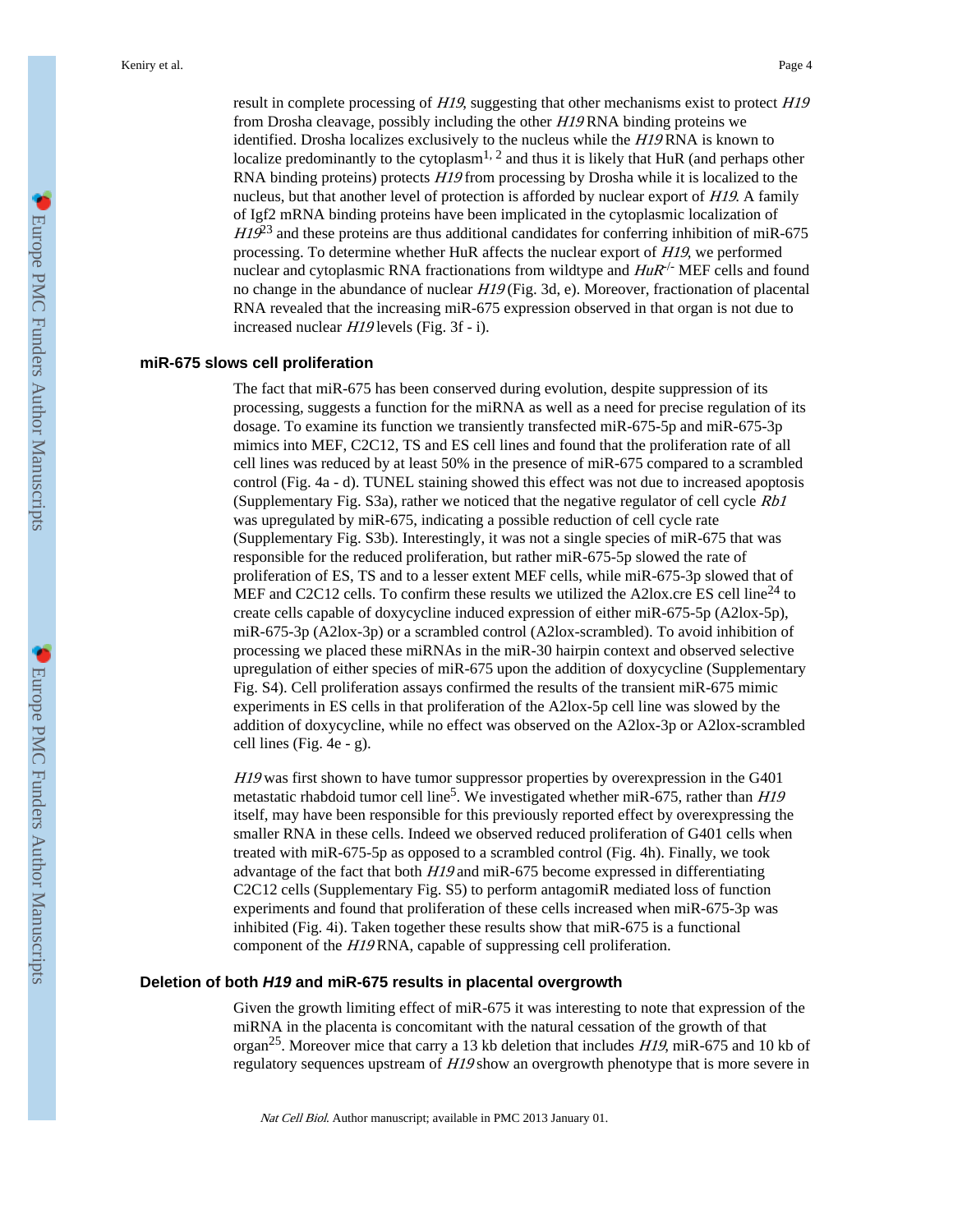result in complete processing of *H19*, suggesting that other mechanisms exist to protect *H19* from Drosha cleavage, possibly including the other *H19* RNA binding proteins we identified. Drosha localizes exclusively to the nucleus while the *H19* RNA is known to localize predominantly to the cytoplasm[1, 2] and thus it is likely that HuR (and perhaps other RNA binding proteins) protects *H19* from processing by Drosha while it is localized to the nucleus, but that another level of protection is afforded by nuclear export of *H19*. A family of Igf2 mRNA binding proteins have been implicated in the cytoplasmic localization of *H19*[23] and these proteins are thus additional candidates for conferring inhibition of miR-675 processing. To determine whether HuR affects the nuclear export of *H19*, we performed nuclear and cytoplasmic RNA fractionations from wildtype and *HuR*$^{-/-}$ MEF cells and found no change in the abundance of nuclear *H19* (Fig. 3d, e). Moreover, fractionation of placental RNA revealed that the increasing miR-675 expression observed in that organ is not due to increased nuclear *H19* levels (Fig. 3f - i).

## miR-675 slows cell proliferation

The fact that miR-675 has been conserved during evolution, despite suppression of its processing, suggests a function for the miRNA as well as a need for precise regulation of its dosage. To examine its function we transiently transfected miR-675-5p and miR-675-3p mimics into MEF, C2C12, TS and ES cell lines and found that the proliferation rate of all cell lines was reduced by at least 50% in the presence of miR-675 compared to a scrambled control (Fig. 4a - d). TUNEL staining showed this effect was not due to increased apoptosis (Supplementary Fig. S3a), rather we noticed that the negative regulator of cell cycle *Rb1* was upregulated by miR-675, indicating a possible reduction of cell cycle rate (Supplementary Fig. S3b). Interestingly, it was not a single species of miR-675 that was responsible for the reduced proliferation, but rather miR-675-5p slowed the rate of proliferation of ES, TS and to a lesser extent MEF cells, while miR-675-3p slowed that of MEF and C2C12 cells. To confirm these results we utilized the A2lox.cre ES cell line[24] to create cells capable of doxycycline induced expression of either miR-675-5p (A2lox-5p), miR-675-3p (A2lox-3p) or a scrambled control (A2lox-scrambled). To avoid inhibition of processing we placed these miRNAs in the miR-30 hairpin context and observed selective upregulation of either species of miR-675 upon the addition of doxycycline (Supplementary Fig. S4). Cell proliferation assays confirmed the results of the transient miR-675 mimic experiments in ES cells in that proliferation of the A2lox-5p cell line was slowed by the addition of doxycycline, while no effect was observed on the A2lox-3p or A2lox-scrambled cell lines (Fig. 4e - g).

*H19* was first shown to have tumor suppressor properties by overexpression in the G401 metastatic rhabdoid tumor cell line[5]. We investigated whether miR-675, rather than *H19* itself, may have been responsible for this previously reported effect by overexpressing the smaller RNA in these cells. Indeed we observed reduced proliferation of G401 cells when treated with miR-675-5p as opposed to a scrambled control (Fig. 4h). Finally, we took advantage of the fact that both *H19* and miR-675 become expressed in differentiating C2C12 cells (Supplementary Fig. S5) to perform antagomiR mediated loss of function experiments and found that proliferation of these cells increased when miR-675-3p was inhibited (Fig. 4i). Taken together these results show that miR-675 is a functional component of the *H19* RNA, capable of suppressing cell proliferation.

## Deletion of both *H19* and miR-675 results in placental overgrowth

Given the growth limiting effect of miR-675 it was interesting to note that expression of the miRNA in the placenta is concomitant with the natural cessation of the growth of that organ[25]. Moreover mice that carry a 13 kb deletion that includes *H19*, miR-675 and 10 kb of regulatory sequences upstream of *H19* show an overgrowth phenotype that is more severe in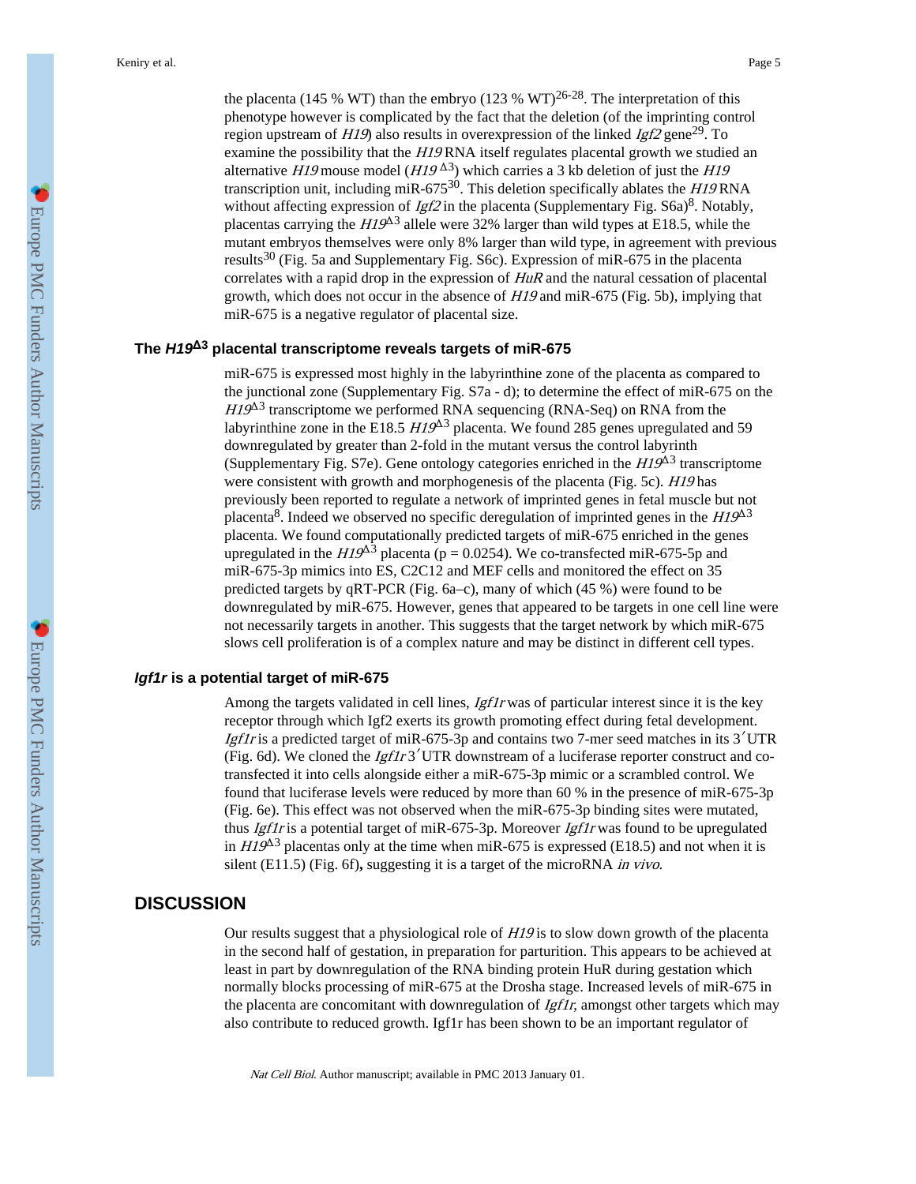the placenta (145 % WT) than the embryo (123 % WT)[26-28]. The interpretation of this phenotype however is complicated by the fact that the deletion (of the imprinting control region upstream of *H19*) also results in overexpression of the linked *Igf2* gene[29]. To examine the possibility that the *H19* RNA itself regulates placental growth we studied an alternative *H19* mouse model (*H19* $^{\Delta3}$) which carries a 3 kb deletion of just the *H19* transcription unit, including miR-675[30]. This deletion specifically ablates the *H19* RNA without affecting expression of *Igf2* in the placenta (Supplementary Fig. S6a)[8]. Notably, placentas carrying the *H19*$^{\Delta3}$ allele were 32% larger than wild types at E18.5, while the mutant embryos themselves were only 8% larger than wild type, in agreement with previous results[30] (Fig. 5a and Supplementary Fig. S6c). Expression of miR-675 in the placenta correlates with a rapid drop in the expression of *HuR* and the natural cessation of placental growth, which does not occur in the absence of *H19* and miR-675 (Fig. 5b), implying that miR-675 is a negative regulator of placental size.

## The *H19*$^{\Delta3}$ placental transcriptome reveals targets of miR-675

miR-675 is expressed most highly in the labyrinthine zone of the placenta as compared to the junctional zone (Supplementary Fig. S7a - d); to determine the effect of miR-675 on the *H19*$^{\Delta3}$ transcriptome we performed RNA sequencing (RNA-Seq) on RNA from the labyrinthine zone in the E18.5 *H19*$^{\Delta3}$ placenta. We found 285 genes upregulated and 59 downregulated by greater than 2-fold in the mutant versus the control labyrinth (Supplementary Fig. S7e). Gene ontology categories enriched in the *H19*$^{\Delta3}$ transcriptome were consistent with growth and morphogenesis of the placenta (Fig. 5c). *H19* has previously been reported to regulate a network of imprinted genes in fetal muscle but not placenta[8]. Indeed we observed no specific deregulation of imprinted genes in the *H19*$^{\Delta3}$ placenta. We found computationally predicted targets of miR-675 enriched in the genes upregulated in the *H19*$^{\Delta3}$ placenta ($p = 0.0254$). We co-transfected miR-675-5p and miR-675-3p mimics into ES, C2C12 and MEF cells and monitored the effect on 35 predicted targets by qRT-PCR (Fig. 6a–c), many of which (45 %) were found to be downregulated by miR-675. However, genes that appeared to be targets in one cell line were not necessarily targets in another. This suggests that the target network by which miR-675 slows cell proliferation is of a complex nature and may be distinct in different cell types.

## *Igf1r* is a potential target of miR-675

Among the targets validated in cell lines, *Igf1r* was of particular interest since it is the key receptor through which Igf2 exerts its growth promoting effect during fetal development. *Igf1r* is a predicted target of miR-675-3p and contains two 7-mer seed matches in its 3′UTR (Fig. 6d). We cloned the *Igf1r* 3′UTR downstream of a luciferase reporter construct and co-transfected it into cells alongside either a miR-675-3p mimic or a scrambled control. We found that luciferase levels were reduced by more than 60 % in the presence of miR-675-3p (Fig. 6e). This effect was not observed when the miR-675-3p binding sites were mutated, thus *Igf1r* is a potential target of miR-675-3p. Moreover *Igf1r* was found to be upregulated in *H19*$^{\Delta3}$ placentas only at the time when miR-675 is expressed (E18.5) and not when it is silent (E11.5) (Fig. 6f)**,** suggesting it is a target of the microRNA *in vivo*.

# DISCUSSION

Our results suggest that a physiological role of *H19* is to slow down growth of the placenta in the second half of gestation, in preparation for parturition. This appears to be achieved at least in part by downregulation of the RNA binding protein HuR during gestation which normally blocks processing of miR-675 at the Drosha stage. Increased levels of miR-675 in the placenta are concomitant with downregulation of *Igf1r*, amongst other targets which may also contribute to reduced growth. Igf1r has been shown to be an important regulator of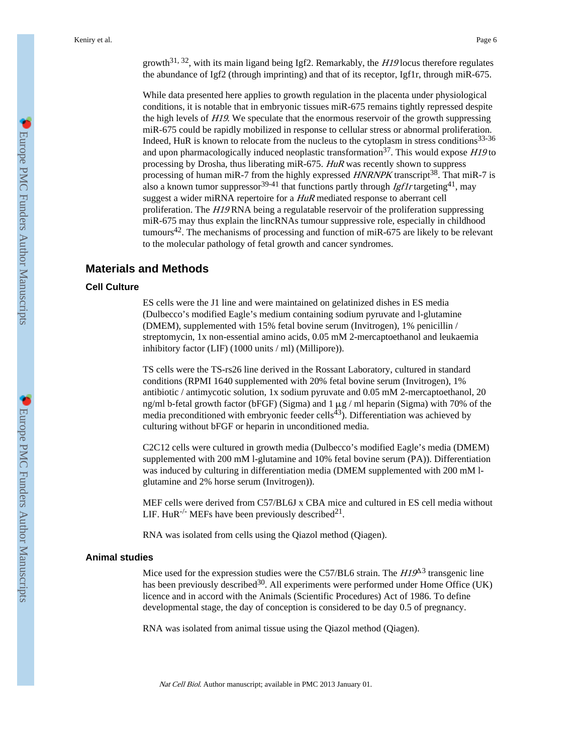growth[31, 32], with its main ligand being Igf2. Remarkably, the *H19* locus therefore regulates the abundance of Igf2 (through imprinting) and that of its receptor, Igf1r, through miR-675.

While data presented here applies to growth regulation in the placenta under physiological conditions, it is notable that in embryonic tissues miR-675 remains tightly repressed despite the high levels of *H19*. We speculate that the enormous reservoir of the growth suppressing miR-675 could be rapidly mobilized in response to cellular stress or abnormal proliferation. Indeed, HuR is known to relocate from the nucleus to the cytoplasm in stress conditions[33-36] and upon pharmacologically induced neoplastic transformation[37]. This would expose *H19* to processing by Drosha, thus liberating miR-675. *HuR* was recently shown to suppress processing of human miR-7 from the highly expressed *HNRNPK* transcript[38]. That miR-7 is also a known tumor suppressor[39-41] that functions partly through *Igf1r* targeting[41], may suggest a wider miRNA repertoire for a *HuR* mediated response to aberrant cell proliferation. The *H19* RNA being a regulatable reservoir of the proliferation suppressing miR-675 may thus explain the lincRNAs tumour suppressive role, especially in childhood tumours[42]. The mechanisms of processing and function of miR-675 are likely to be relevant to the molecular pathology of fetal growth and cancer syndromes.

## Materials and Methods

### Cell Culture

ES cells were the J1 line and were maintained on gelatinized dishes in ES media (Dulbecco's modified Eagle's medium containing sodium pyruvate and l-glutamine (DMEM), supplemented with 15% fetal bovine serum (Invitrogen), 1% penicillin / streptomycin, 1x non-essential amino acids, 0.05 mM 2-mercaptoethanol and leukaemia inhibitory factor (LIF) (1000 units / ml) (Millipore)).

TS cells were the TS-rs26 line derived in the Rossant Laboratory, cultured in standard conditions (RPMI 1640 supplemented with 20% fetal bovine serum (Invitrogen), 1% antibiotic / antimycotic solution, 1x sodium pyruvate and 0.05 mM 2-mercaptoethanol, 20 ng/ml b-fetal growth factor (bFGF) (Sigma) and 1 μg / ml heparin (Sigma) with 70% of the media preconditioned with embryonic feeder cells[43]). Differentiation was achieved by culturing without bFGF or heparin in unconditioned media.

C2C12 cells were cultured in growth media (Dulbecco's modified Eagle's media (DMEM) supplemented with 200 mM l-glutamine and 10% fetal bovine serum (PA)). Differentiation was induced by culturing in differentiation media (DMEM supplemented with 200 mM l-glutamine and 2% horse serum (Invitrogen)).

MEF cells were derived from C57/BL6J x CBA mice and cultured in ES cell media without LIF. $HuR^{-/-}$ MEFs have been previously described[21].

RNA was isolated from cells using the Qiazol method (Qiagen).

### Animal studies

Mice used for the expression studies were the C57/BL6 strain. The $H19^{\Delta 3}$ transgenic line has been previously described[30]. All experiments were performed under Home Office (UK) licence and in accord with the Animals (Scientific Procedures) Act of 1986. To define developmental stage, the day of conception is considered to be day 0.5 of pregnancy.

RNA was isolated from animal tissue using the Qiazol method (Qiagen).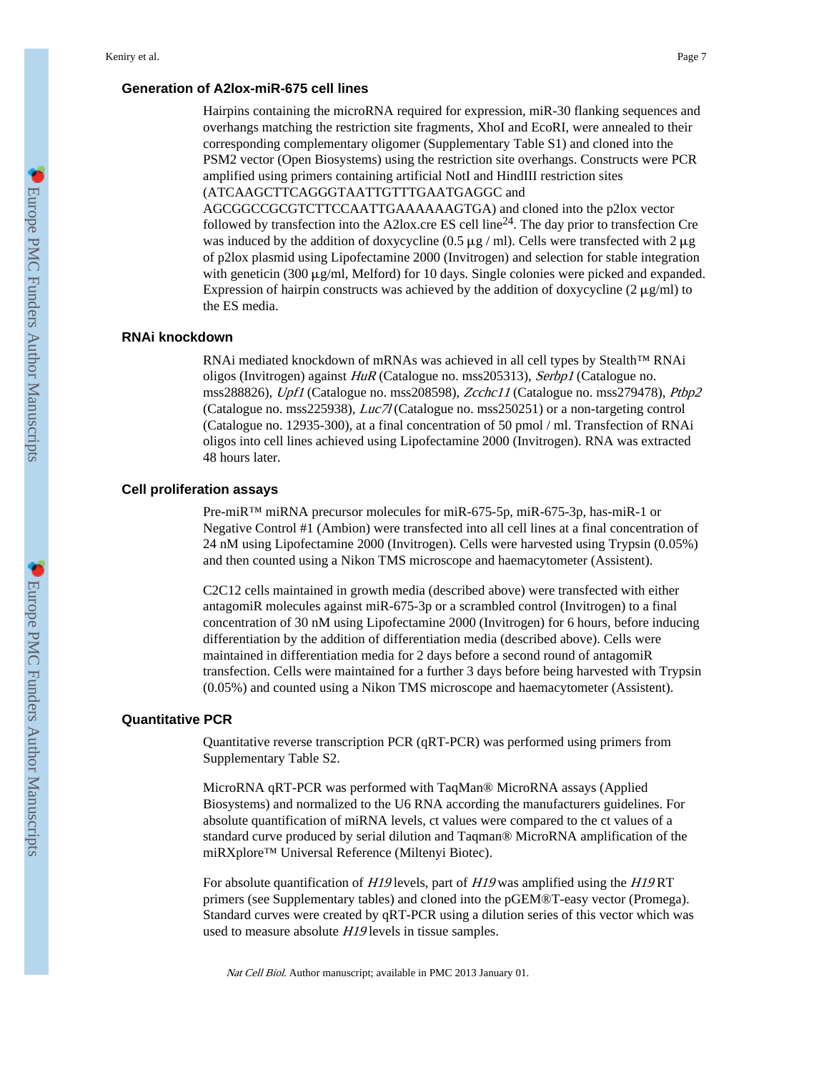### Generation of A2lox-miR-675 cell lines

Hairpins containing the microRNA required for expression, miR-30 flanking sequences and overhangs matching the restriction site fragments, XhoI and EcoRI, were annealed to their corresponding complementary oligomer (Supplementary Table S1) and cloned into the PSM2 vector (Open Biosystems) using the restriction site overhangs. Constructs were PCR amplified using primers containing artificial NotI and HindIII restriction sites (ATCAAGCTTCAGGGTAATTGTTTGAATGAGGC and AGCGGCCGCGTCTTCCAATTGAAAAAAGTGA) and cloned into the p2lox vector followed by transfection into the A2lox.cre ES cell line[24]. The day prior to transfection Cre was induced by the addition of doxycycline (0.5 μg / ml). Cells were transfected with 2 μg of p2lox plasmid using Lipofectamine 2000 (Invitrogen) and selection for stable integration with geneticin (300 μg/ml, Melford) for 10 days. Single colonies were picked and expanded. Expression of hairpin constructs was achieved by the addition of doxycycline (2 μg/ml) to the ES media.

### RNAi knockdown

RNAi mediated knockdown of mRNAs was achieved in all cell types by Stealth™ RNAi oligos (Invitrogen) against *HuR* (Catalogue no. mss205313), *Serbp1* (Catalogue no. mss288826), *Upf1* (Catalogue no. mss208598), *Zcchc11* (Catalogue no. mss279478), *Ptbp2* (Catalogue no. mss225938), *Luc7l* (Catalogue no. mss250251) or a non-targeting control (Catalogue no. 12935-300), at a final concentration of 50 pmol / ml. Transfection of RNAi oligos into cell lines achieved using Lipofectamine 2000 (Invitrogen). RNA was extracted 48 hours later.

### Cell proliferation assays

Pre-miR™ miRNA precursor molecules for miR-675-5p, miR-675-3p, has-miR-1 or Negative Control #1 (Ambion) were transfected into all cell lines at a final concentration of 24 nM using Lipofectamine 2000 (Invitrogen). Cells were harvested using Trypsin (0.05%) and then counted using a Nikon TMS microscope and haemacytometer (Assistent).

C2C12 cells maintained in growth media (described above) were transfected with either antagomiR molecules against miR-675-3p or a scrambled control (Invitrogen) to a final concentration of 30 nM using Lipofectamine 2000 (Invitrogen) for 6 hours, before inducing differentiation by the addition of differentiation media (described above). Cells were maintained in differentiation media for 2 days before a second round of antagomiR transfection. Cells were maintained for a further 3 days before being harvested with Trypsin (0.05%) and counted using a Nikon TMS microscope and haemacytometer (Assistent).

### Quantitative PCR

Quantitative reverse transcription PCR (qRT-PCR) was performed using primers from Supplementary Table S2.

MicroRNA qRT-PCR was performed with TaqMan® MicroRNA assays (Applied Biosystems) and normalized to the U6 RNA according the manufacturers guidelines. For absolute quantification of miRNA levels, ct values were compared to the ct values of a standard curve produced by serial dilution and Taqman® MicroRNA amplification of the miRXplore™ Universal Reference (Miltenyi Biotec).

For absolute quantification of *H19* levels, part of *H19* was amplified using the *H19* RT primers (see Supplementary tables) and cloned into the pGEM®T-easy vector (Promega). Standard curves were created by qRT-PCR using a dilution series of this vector which was used to measure absolute *H19* levels in tissue samples.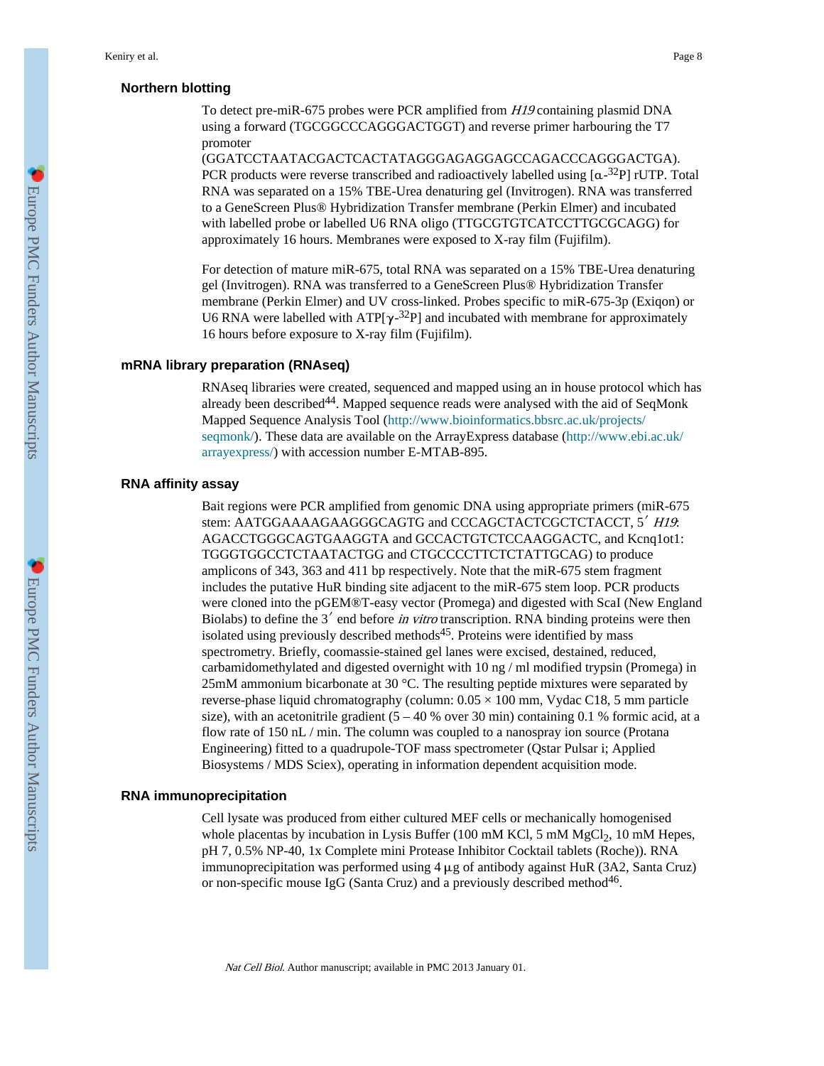### Northern blotting

To detect pre-miR-675 probes were PCR amplified from *H19* containing plasmid DNA using a forward (TGCGGCCCAGGGACTGGT) and reverse primer harbouring the T7 promoter (GGATCCTAATACGACTCACTATAGGGAGAGGAGCCAGACCCAGGGACTGA). PCR products were reverse transcribed and radioactively labelled using [α-$^{32}$P] rUTP. Total RNA was separated on a 15% TBE-Urea denaturing gel (Invitrogen). RNA was transferred to a GeneScreen Plus® Hybridization Transfer membrane (Perkin Elmer) and incubated with labelled probe or labelled U6 RNA oligo (TTGCGTGTCATCCTTGCGCAGG) for approximately 16 hours. Membranes were exposed to X-ray film (Fujifilm).

For detection of mature miR-675, total RNA was separated on a 15% TBE-Urea denaturing gel (Invitrogen). RNA was transferred to a GeneScreen Plus® Hybridization Transfer membrane (Perkin Elmer) and UV cross-linked. Probes specific to miR-675-3p (Exiqon) or U6 RNA were labelled with ATP[γ-$^{32}$P] and incubated with membrane for approximately 16 hours before exposure to X-ray film (Fujifilm).

### mRNA library preparation (RNAseq)

RNAseq libraries were created, sequenced and mapped using an in house protocol which has already been described[44]. Mapped sequence reads were analysed with the aid of SeqMonk Mapped Sequence Analysis Tool (http://www.bioinformatics.bbsrc.ac.uk/projects/seqmonk/). These data are available on the ArrayExpress database (http://www.ebi.ac.uk/arrayexpress/) with accession number E-MTAB-895.

### RNA affinity assay

Bait regions were PCR amplified from genomic DNA using appropriate primers (miR-675 stem: AATGGAAAAGAAGGGCAGTG and CCCAGCTACTCGCTCTACCT, 5′ *H19*: AGACCTGGGCAGTGAAGGTA and GCCACTGTCTCCAAGGACTC, and Kcnq1ot1: TGGGTGGCCTCTAATACTGG and CTGCCCCTTCTCTATTGCAG) to produce amplicons of 343, 363 and 411 bp respectively. Note that the miR-675 stem fragment includes the putative HuR binding site adjacent to the miR-675 stem loop. PCR products were cloned into the pGEM®T-easy vector (Promega) and digested with ScaI (New England Biolabs) to define the 3′ end before *in vitro* transcription. RNA binding proteins were then isolated using previously described methods[45]. Proteins were identified by mass spectrometry. Briefly, coomassie-stained gel lanes were excised, destained, reduced, carbamidomethylated and digested overnight with 10 ng / ml modified trypsin (Promega) in 25mM ammonium bicarbonate at 30 °C. The resulting peptide mixtures were separated by reverse-phase liquid chromatography (column: 0.05 × 100 mm, Vydac C18, 5 mm particle size), with an acetonitrile gradient (5 – 40 % over 30 min) containing 0.1 % formic acid, at a flow rate of 150 nL / min. The column was coupled to a nanospray ion source (Protana Engineering) fitted to a quadrupole-TOF mass spectrometer (Qstar Pulsar i; Applied Biosystems / MDS Sciex), operating in information dependent acquisition mode.

### RNA immunoprecipitation

Cell lysate was produced from either cultured MEF cells or mechanically homogenised whole placentas by incubation in Lysis Buffer (100 mM KCl, 5 mM $MgCl_2$, 10 mM Hepes, pH 7, 0.5% NP-40, 1x Complete mini Protease Inhibitor Cocktail tablets (Roche)). RNA immunoprecipitation was performed using 4 μg of antibody against HuR (3A2, Santa Cruz) or non-specific mouse IgG (Santa Cruz) and a previously described method[46].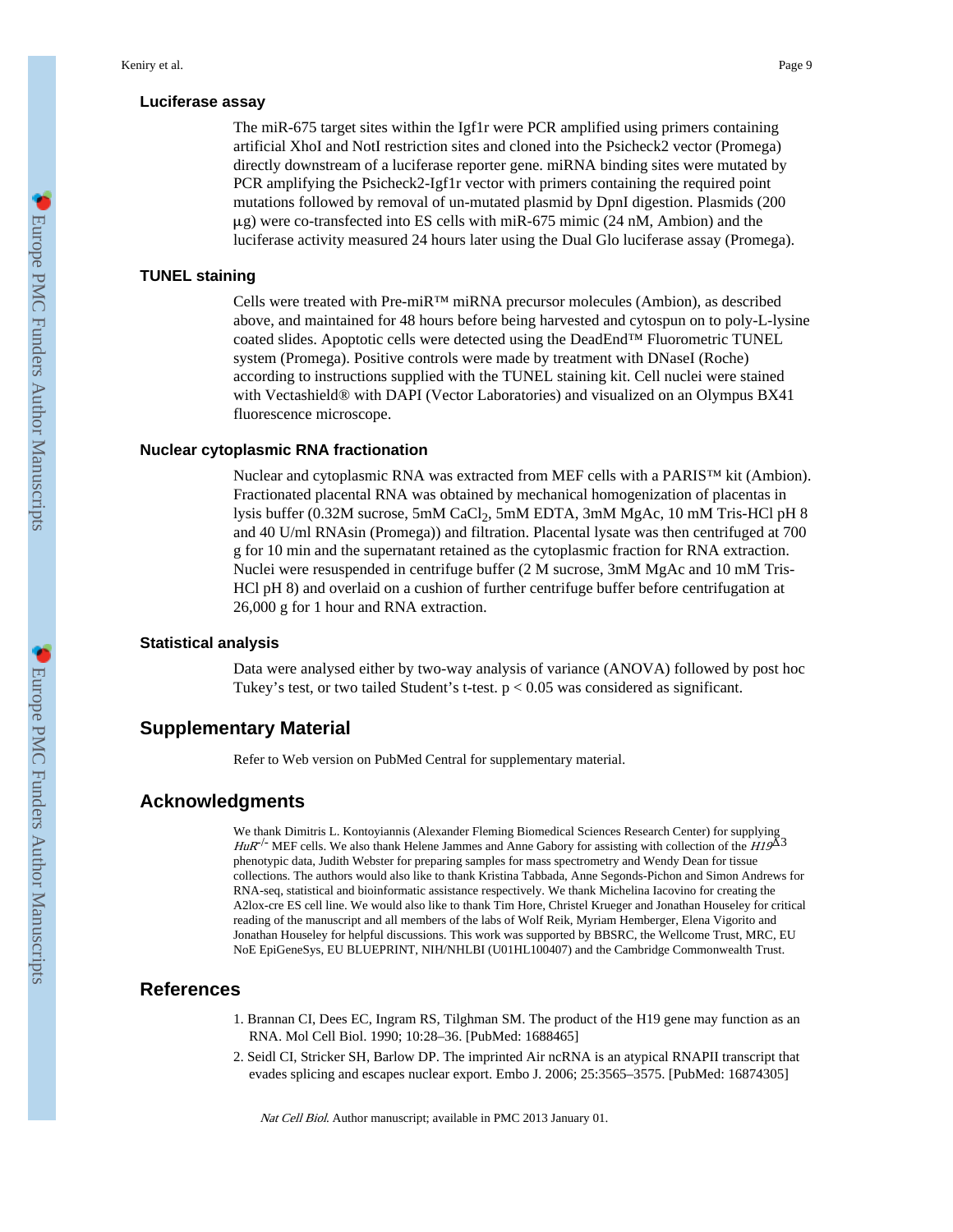### Luciferase assay

The miR-675 target sites within the Igf1r were PCR amplified using primers containing artificial XhoI and NotI restriction sites and cloned into the Psicheck2 vector (Promega) directly downstream of a luciferase reporter gene. miRNA binding sites were mutated by PCR amplifying the Psicheck2-Igf1r vector with primers containing the required point mutations followed by removal of un-mutated plasmid by DpnI digestion. Plasmids (200 μg) were co-transfected into ES cells with miR-675 mimic (24 nM, Ambion) and the luciferase activity measured 24 hours later using the Dual Glo luciferase assay (Promega).

### TUNEL staining

Cells were treated with Pre-miR™ miRNA precursor molecules (Ambion), as described above, and maintained for 48 hours before being harvested and cytospun on to poly-L-lysine coated slides. Apoptotic cells were detected using the DeadEnd™ Fluorometric TUNEL system (Promega). Positive controls were made by treatment with DNaseI (Roche) according to instructions supplied with the TUNEL staining kit. Cell nuclei were stained with Vectashield® with DAPI (Vector Laboratories) and visualized on an Olympus BX41 fluorescence microscope.

### Nuclear cytoplasmic RNA fractionation

Nuclear and cytoplasmic RNA was extracted from MEF cells with a PARIS™ kit (Ambion). Fractionated placental RNA was obtained by mechanical homogenization of placentas in lysis buffer (0.32M sucrose, 5mM $CaCl_2$, 5mM EDTA, 3mM MgAc, 10 mM Tris-HCl pH 8 and 40 U/ml RNAsin (Promega)) and filtration. Placental lysate was then centrifuged at 700 g for 10 min and the supernatant retained as the cytoplasmic fraction for RNA extraction. Nuclei were resuspended in centrifuge buffer (2 M sucrose, 3mM MgAc and 10 mM Tris-HCl pH 8) and overlaid on a cushion of further centrifuge buffer before centrifugation at 26,000 g for 1 hour and RNA extraction.

### Statistical analysis

Data were analysed either by two-way analysis of variance (ANOVA) followed by post hoc Tukey's test, or two tailed Student's t-test. $p < 0.05$ was considered as significant.

## Supplementary Material

Refer to Web version on PubMed Central for supplementary material.

## Acknowledgments

We thank Dimitris L. Kontoyiannis (Alexander Fleming Biomedical Sciences Research Center) for supplying *HuR*$^{-/-}$ MEF cells. We also thank Helene Jammes and Anne Gabory for assisting with collection of the *H19*$^{\Delta 3}$ phenotypic data, Judith Webster for preparing samples for mass spectrometry and Wendy Dean for tissue collections. The authors would also like to thank Kristina Tabbada, Anne Segonds-Pichon and Simon Andrews for RNA-seq, statistical and bioinformatic assistance respectively. We thank Michelina Iacovino for creating the A2lox-cre ES cell line. We would also like to thank Tim Hore, Christel Krueger and Jonathan Houseley for critical reading of the manuscript and all members of the labs of Wolf Reik, Myriam Hemberger, Elena Vigorito and Jonathan Houseley for helpful discussions. This work was supported by BBSRC, the Wellcome Trust, MRC, EU NoE EpiGeneSys, EU BLUEPRINT, NIH/NHLBI (U01HL100407) and the Cambridge Commonwealth Trust.

## References

1. Brannan CI, Dees EC, Ingram RS, Tilghman SM. The product of the H19 gene may function as an RNA. Mol Cell Biol. 1990; 10:28–36. [PubMed: 1688465]
2. Seidl CI, Stricker SH, Barlow DP. The imprinted Air ncRNA is an atypical RNAPII transcript that evades splicing and escapes nuclear export. Embo J. 2006; 25:3565–3575. [PubMed: 16874305]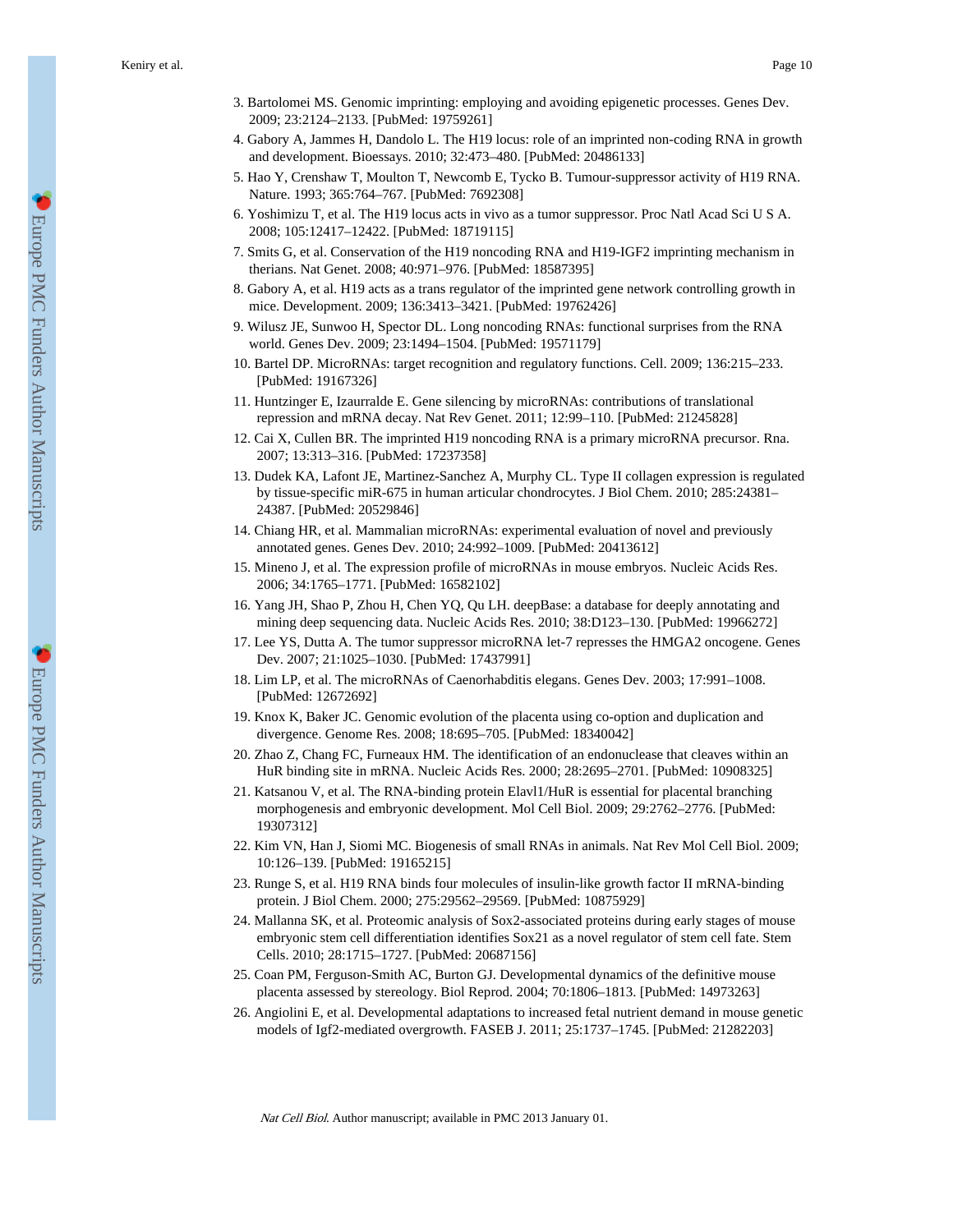3. Bartolomei MS. Genomic imprinting: employing and avoiding epigenetic processes. Genes Dev. 2009; 23:2124–2133. [PubMed: 19759261]
4. Gabory A, Jammes H, Dandolo L. The H19 locus: role of an imprinted non-coding RNA in growth and development. Bioessays. 2010; 32:473–480. [PubMed: 20486133]
5. Hao Y, Crenshaw T, Moulton T, Newcomb E, Tycko B. Tumour-suppressor activity of H19 RNA. Nature. 1993; 365:764–767. [PubMed: 7692308]
6. Yoshimizu T, et al. The H19 locus acts in vivo as a tumor suppressor. Proc Natl Acad Sci U S A. 2008; 105:12417–12422. [PubMed: 18719115]
7. Smits G, et al. Conservation of the H19 noncoding RNA and H19-IGF2 imprinting mechanism in therians. Nat Genet. 2008; 40:971–976. [PubMed: 18587395]
8. Gabory A, et al. H19 acts as a trans regulator of the imprinted gene network controlling growth in mice. Development. 2009; 136:3413–3421. [PubMed: 19762426]
9. Wilusz JE, Sunwoo H, Spector DL. Long noncoding RNAs: functional surprises from the RNA world. Genes Dev. 2009; 23:1494–1504. [PubMed: 19571179]
10. Bartel DP. MicroRNAs: target recognition and regulatory functions. Cell. 2009; 136:215–233. [PubMed: 19167326]
11. Huntzinger E, Izaurralde E. Gene silencing by microRNAs: contributions of translational repression and mRNA decay. Nat Rev Genet. 2011; 12:99–110. [PubMed: 21245828]
12. Cai X, Cullen BR. The imprinted H19 noncoding RNA is a primary microRNA precursor. Rna. 2007; 13:313–316. [PubMed: 17237358]
13. Dudek KA, Lafont JE, Martinez-Sanchez A, Murphy CL. Type II collagen expression is regulated by tissue-specific miR-675 in human articular chondrocytes. J Biol Chem. 2010; 285:24381–24387. [PubMed: 20529846]
14. Chiang HR, et al. Mammalian microRNAs: experimental evaluation of novel and previously annotated genes. Genes Dev. 2010; 24:992–1009. [PubMed: 20413612]
15. Mineno J, et al. The expression profile of microRNAs in mouse embryos. Nucleic Acids Res. 2006; 34:1765–1771. [PubMed: 16582102]
16. Yang JH, Shao P, Zhou H, Chen YQ, Qu LH. deepBase: a database for deeply annotating and mining deep sequencing data. Nucleic Acids Res. 2010; 38:D123–130. [PubMed: 19966272]
17. Lee YS, Dutta A. The tumor suppressor microRNA let-7 represses the HMGA2 oncogene. Genes Dev. 2007; 21:1025–1030. [PubMed: 17437991]
18. Lim LP, et al. The microRNAs of Caenorhabditis elegans. Genes Dev. 2003; 17:991–1008. [PubMed: 12672692]
19. Knox K, Baker JC. Genomic evolution of the placenta using co-option and duplication and divergence. Genome Res. 2008; 18:695–705. [PubMed: 18340042]
20. Zhao Z, Chang FC, Furneaux HM. The identification of an endonuclease that cleaves within an HuR binding site in mRNA. Nucleic Acids Res. 2000; 28:2695–2701. [PubMed: 10908325]
21. Katsanou V, et al. The RNA-binding protein Elavl1/HuR is essential for placental branching morphogenesis and embryonic development. Mol Cell Biol. 2009; 29:2762–2776. [PubMed: 19307312]
22. Kim VN, Han J, Siomi MC. Biogenesis of small RNAs in animals. Nat Rev Mol Cell Biol. 2009; 10:126–139. [PubMed: 19165215]
23. Runge S, et al. H19 RNA binds four molecules of insulin-like growth factor II mRNA-binding protein. J Biol Chem. 2000; 275:29562–29569. [PubMed: 10875929]
24. Mallanna SK, et al. Proteomic analysis of Sox2-associated proteins during early stages of mouse embryonic stem cell differentiation identifies Sox21 as a novel regulator of stem cell fate. Stem Cells. 2010; 28:1715–1727. [PubMed: 20687156]
25. Coan PM, Ferguson-Smith AC, Burton GJ. Developmental dynamics of the definitive mouse placenta assessed by stereology. Biol Reprod. 2004; 70:1806–1813. [PubMed: 14973263]
26. Angiolini E, et al. Developmental adaptations to increased fetal nutrient demand in mouse genetic models of Igf2-mediated overgrowth. FASEB J. 2011; 25:1737–1745. [PubMed: 21282203]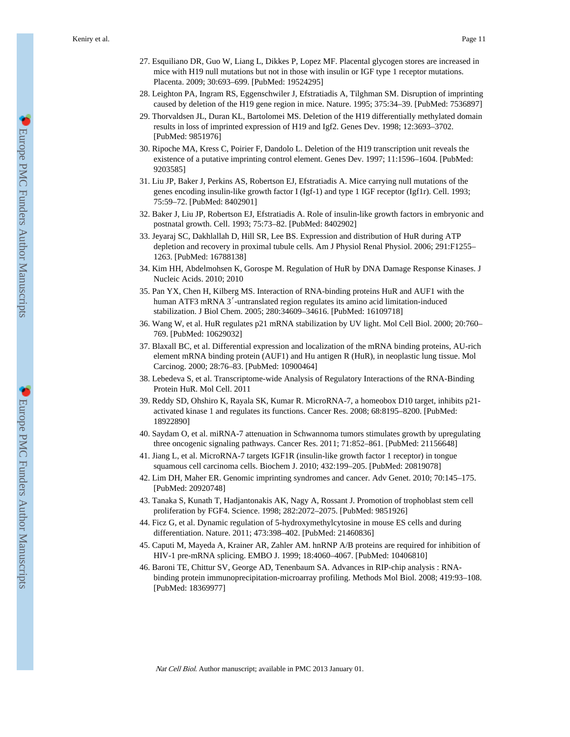27. Esquiliano DR, Guo W, Liang L, Dikkes P, Lopez MF. Placental glycogen stores are increased in mice with H19 null mutations but not in those with insulin or IGF type 1 receptor mutations. Placenta. 2009; 30:693–699. [PubMed: 19524295]
28. Leighton PA, Ingram RS, Eggenschwiler J, Efstratiadis A, Tilghman SM. Disruption of imprinting caused by deletion of the H19 gene region in mice. Nature. 1995; 375:34–39. [PubMed: 7536897]
29. Thorvaldsen JL, Duran KL, Bartolomei MS. Deletion of the H19 differentially methylated domain results in loss of imprinted expression of H19 and Igf2. Genes Dev. 1998; 12:3693–3702. [PubMed: 9851976]
30. Ripoche MA, Kress C, Poirier F, Dandolo L. Deletion of the H19 transcription unit reveals the existence of a putative imprinting control element. Genes Dev. 1997; 11:1596–1604. [PubMed: 9203585]
31. Liu JP, Baker J, Perkins AS, Robertson EJ, Efstratiadis A. Mice carrying null mutations of the genes encoding insulin-like growth factor I (Igf-1) and type 1 IGF receptor (Igf1r). Cell. 1993; 75:59–72. [PubMed: 8402901]
32. Baker J, Liu JP, Robertson EJ, Efstratiadis A. Role of insulin-like growth factors in embryonic and postnatal growth. Cell. 1993; 75:73–82. [PubMed: 8402902]
33. Jeyaraj SC, Dakhlallah D, Hill SR, Lee BS. Expression and distribution of HuR during ATP depletion and recovery in proximal tubule cells. Am J Physiol Renal Physiol. 2006; 291:F1255–1263. [PubMed: 16788138]
34. Kim HH, Abdelmohsen K, Gorospe M. Regulation of HuR by DNA Damage Response Kinases. J Nucleic Acids. 2010; 2010
35. Pan YX, Chen H, Kilberg MS. Interaction of RNA-binding proteins HuR and AUF1 with the human ATF3 mRNA 3′-untranslated region regulates its amino acid limitation-induced stabilization. J Biol Chem. 2005; 280:34609–34616. [PubMed: 16109718]
36. Wang W, et al. HuR regulates p21 mRNA stabilization by UV light. Mol Cell Biol. 2000; 20:760–769. [PubMed: 10629032]
37. Blaxall BC, et al. Differential expression and localization of the mRNA binding proteins, AU-rich element mRNA binding protein (AUF1) and Hu antigen R (HuR), in neoplastic lung tissue. Mol Carcinog. 2000; 28:76–83. [PubMed: 10900464]
38. Lebedeva S, et al. Transcriptome-wide Analysis of Regulatory Interactions of the RNA-Binding Protein HuR. Mol Cell. 2011
39. Reddy SD, Ohshiro K, Rayala SK, Kumar R. MicroRNA-7, a homeobox D10 target, inhibits p21-activated kinase 1 and regulates its functions. Cancer Res. 2008; 68:8195–8200. [PubMed: 18922890]
40. Saydam O, et al. miRNA-7 attenuation in Schwannoma tumors stimulates growth by upregulating three oncogenic signaling pathways. Cancer Res. 2011; 71:852–861. [PubMed: 21156648]
41. Jiang L, et al. MicroRNA-7 targets IGF1R (insulin-like growth factor 1 receptor) in tongue squamous cell carcinoma cells. Biochem J. 2010; 432:199–205. [PubMed: 20819078]
42. Lim DH, Maher ER. Genomic imprinting syndromes and cancer. Adv Genet. 2010; 70:145–175. [PubMed: 20920748]
43. Tanaka S, Kunath T, Hadjantonakis AK, Nagy A, Rossant J. Promotion of trophoblast stem cell proliferation by FGF4. Science. 1998; 282:2072–2075. [PubMed: 9851926]
44. Ficz G, et al. Dynamic regulation of 5-hydroxymethylcytosine in mouse ES cells and during differentiation. Nature. 2011; 473:398–402. [PubMed: 21460836]
45. Caputi M, Mayeda A, Krainer AR, Zahler AM. hnRNP A/B proteins are required for inhibition of HIV-1 pre-mRNA splicing. EMBO J. 1999; 18:4060–4067. [PubMed: 10406810]
46. Baroni TE, Chittur SV, George AD, Tenenbaum SA. Advances in RIP-chip analysis : RNA-binding protein immunoprecipitation-microarray profiling. Methods Mol Biol. 2008; 419:93–108. [PubMed: 18369977]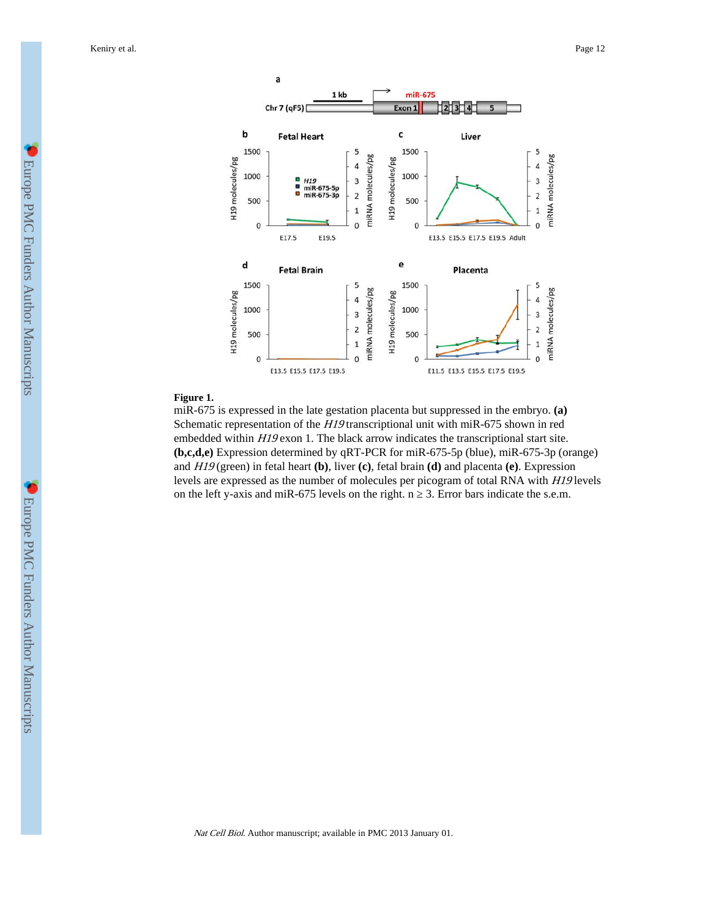**Figure 1.**

miR-675 is expressed in the late gestation placenta but suppressed in the embryo. **(a)** Schematic representation of the *H19* transcriptional unit with miR-675 shown in red embedded within *H19* exon 1. The black arrow indicates the transcriptional start site. **(b,c,d,e)** Expression determined by qRT-PCR for miR-675-5p (blue), miR-675-3p (orange) and *H19* (green) in fetal heart **(b)**, liver **(c)**, fetal brain **(d)** and placenta **(e)**. Expression levels are expressed as the number of molecules per picogram of total RNA with *H19* levels on the left y-axis and miR-675 levels on the right. $n \geq 3$. Error bars indicate the s.e.m.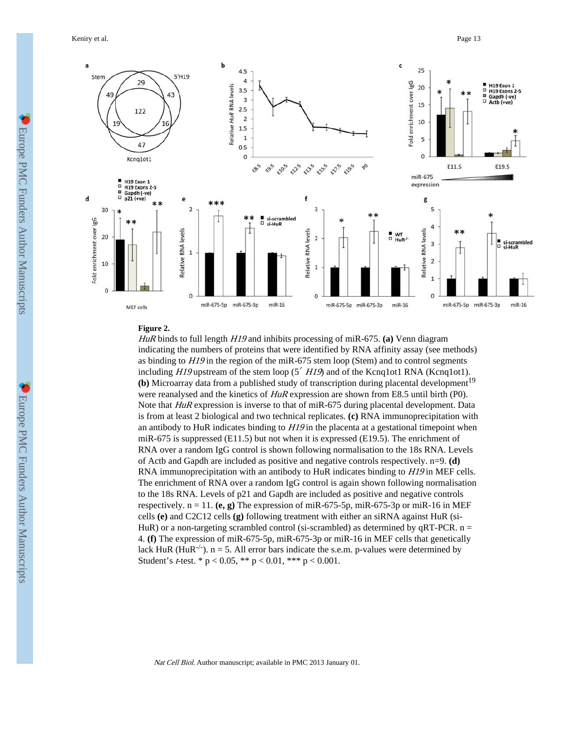**Figure 2.**

*HuR* binds to full length *H19* and inhibits processing of miR-675. **(a)** Venn diagram indicating the numbers of proteins that were identified by RNA affinity assay (see methods) as binding to *H19* in the region of the miR-675 stem loop (Stem) and to control segments including *H19* upstream of the stem loop (5′ *H19*) and of the Kcnq1ot1 RNA (Kcnq1ot1). **(b)** Microarray data from a published study of transcription during placental development[19] were reanalysed and the kinetics of *HuR* expression are shown from E8.5 until birth (P0). Note that *HuR* expression is inverse to that of miR-675 during placental development. Data is from at least 2 biological and two technical replicates. **(c)** RNA immunoprecipitation with an antibody to HuR indicates binding to *H19* in the placenta at a gestational timepoint when miR-675 is suppressed (E11.5) but not when it is expressed (E19.5). The enrichment of RNA over a random IgG control is shown following normalisation to the 18s RNA. Levels of Actb and Gapdh are included as positive and negative controls respectively. n=9. **(d)** RNA immunoprecipitation with an antibody to HuR indicates binding to *H19* in MEF cells. The enrichment of RNA over a random IgG control is again shown following normalisation to the 18s RNA. Levels of p21 and Gapdh are included as positive and negative controls respectively. n = 11. **(e, g)** The expression of miR-675-5p, miR-675-3p or miR-16 in MEF cells **(e)** and C2C12 cells **(g)** following treatment with either an siRNA against HuR (si-HuR) or a non-targeting scrambled control (si-scrambled) as determined by qRT-PCR. n = 4. **(f)** The expression of miR-675-5p, miR-675-3p or miR-16 in MEF cells that genetically lack HuR ($HuR^{-/-}$). n = 5. All error bars indicate the s.e.m. p-values were determined by Student's *t*-test. * $p < 0.05$, ** $p < 0.01$, *** $p < 0.001$.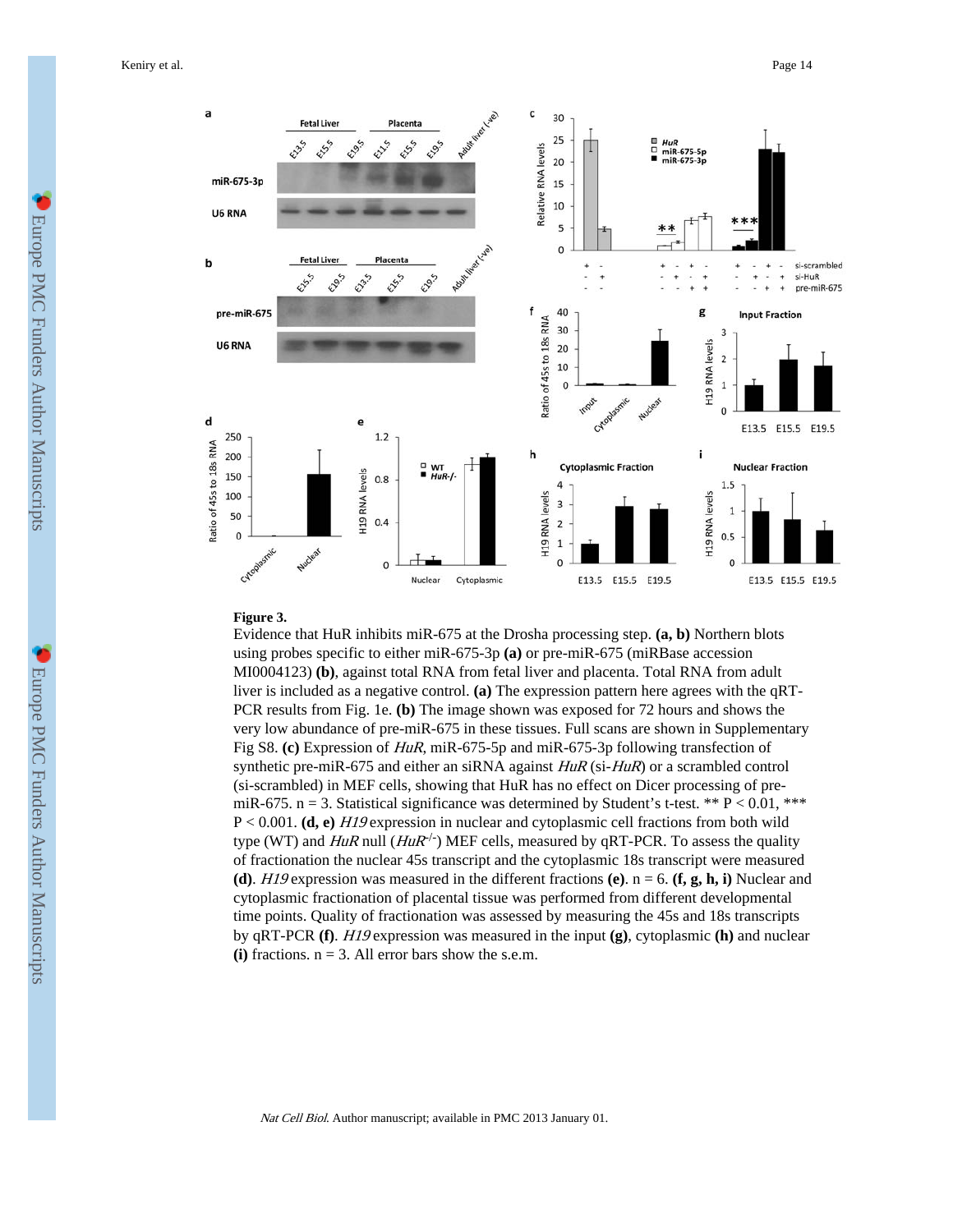**Figure 3.**

Evidence that HuR inhibits miR-675 at the Drosha processing step. **(a, b)** Northern blots using probes specific to either miR-675-3p **(a)** or pre-miR-675 (miRBase accession MI0004123) **(b)**, against total RNA from fetal liver and placenta. Total RNA from adult liver is included as a negative control. **(a)** The expression pattern here agrees with the qRT-PCR results from Fig. 1e. **(b)** The image shown was exposed for 72 hours and shows the very low abundance of pre-miR-675 in these tissues. Full scans are shown in Supplementary Fig S8. **(c)** Expression of *HuR*, miR-675-5p and miR-675-3p following transfection of synthetic pre-miR-675 and either an siRNA against *HuR* (si-*HuR*) or a scrambled control (si-scrambled) in MEF cells, showing that HuR has no effect on Dicer processing of pre-miR-675. n = 3. Statistical significance was determined by Student's t-test. ** $P < 0.01$, *** $P < 0.001$. **(d, e)** *H19* expression in nuclear and cytoplasmic cell fractions from both wild type (WT) and *HuR* null ($HuR^{-/-}$) MEF cells, measured by qRT-PCR. To assess the quality of fractionation the nuclear 45s transcript and the cytoplasmic 18s transcript were measured **(d)**. *H19* expression was measured in the different fractions **(e)**. n = 6. **(f, g, h, i)** Nuclear and cytoplasmic fractionation of placental tissue was performed from different developmental time points. Quality of fractionation was assessed by measuring the 45s and 18s transcripts by qRT-PCR **(f)**. *H19* expression was measured in the input **(g)**, cytoplasmic **(h)** and nuclear **(i)** fractions. n = 3. All error bars show the s.e.m.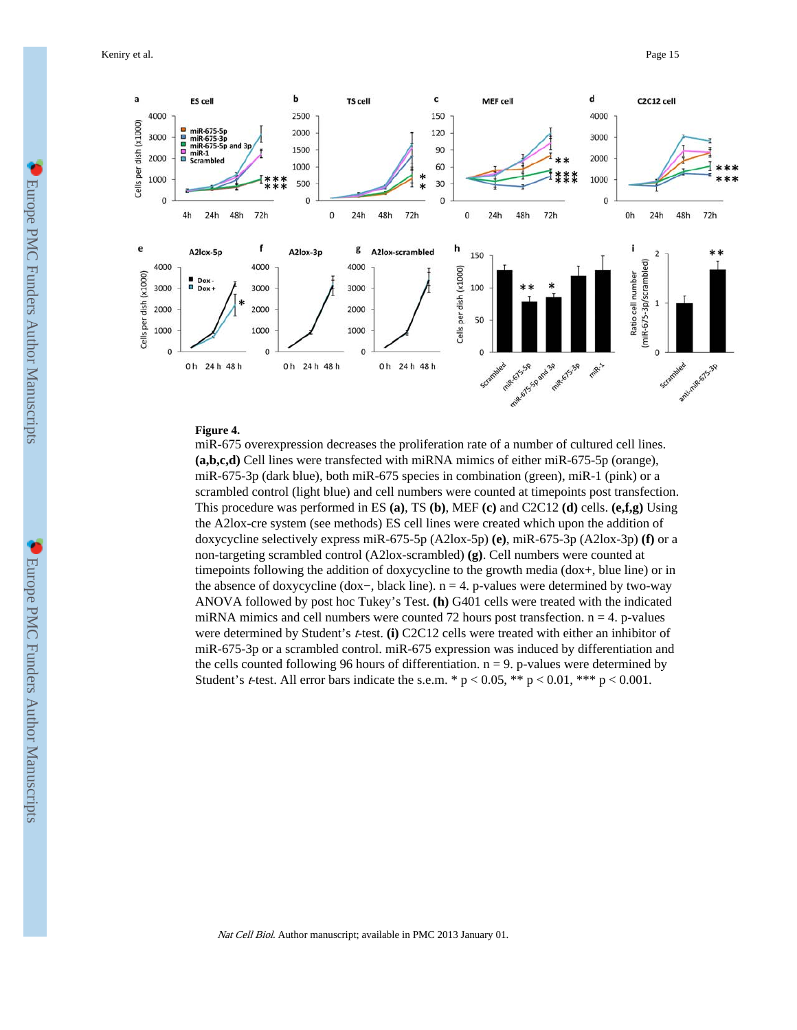**Figure 4.**

miR-675 overexpression decreases the proliferation rate of a number of cultured cell lines. **(a,b,c,d)** Cell lines were transfected with miRNA mimics of either miR-675-5p (orange), miR-675-3p (dark blue), both miR-675 species in combination (green), miR-1 (pink) or a scrambled control (light blue) and cell numbers were counted at timepoints post transfection. This procedure was performed in ES **(a)**, TS **(b)**, MEF **(c)** and C2C12 **(d)** cells. **(e,f,g)** Using the A2lox-cre system (see methods) ES cell lines were created which upon the addition of doxycycline selectively express miR-675-5p (A2lox-5p) **(e)**, miR-675-3p (A2lox-3p) **(f)** or a non-targeting scrambled control (A2lox-scrambled) **(g)**. Cell numbers were counted at timepoints following the addition of doxycycline to the growth media (dox+, blue line) or in the absence of doxycycline (dox−, black line). n = 4. p-values were determined by two-way ANOVA followed by post hoc Tukey's Test. **(h)** G401 cells were treated with the indicated miRNA mimics and cell numbers were counted 72 hours post transfection. n = 4. p-values were determined by Student's *t*-test. **(i)** C2C12 cells were treated with either an inhibitor of miR-675-3p or a scrambled control. miR-675 expression was induced by differentiation and the cells counted following 96 hours of differentiation. n = 9. p-values were determined by Student's *t*-test. All error bars indicate the s.e.m. * $p < 0.05$, ** $p < 0.01$, *** $p < 0.001$.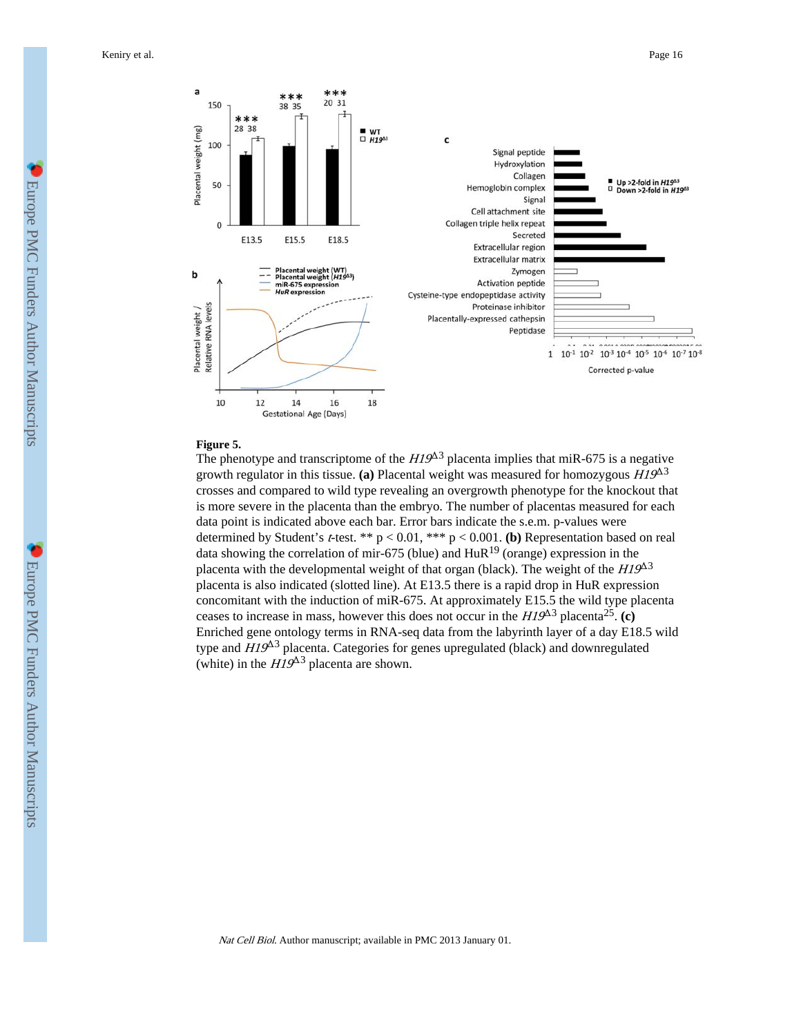**Figure 5.**

The phenotype and transcriptome of the *H19*$^{\Delta3}$ placenta implies that miR-675 is a negative growth regulator in this tissue. **(a)** Placental weight was measured for homozygous *H19*$^{\Delta3}$ crosses and compared to wild type revealing an overgrowth phenotype for the knockout that is more severe in the placenta than the embryo. The number of placentas measured for each data point is indicated above each bar. Error bars indicate the s.e.m. p-values were determined by Student's *t*-test. ** $p < 0.01$, *** $p < 0.001$. **(b)** Representation based on real data showing the correlation of mir-675 (blue) and HuR[19] (orange) expression in the placenta with the developmental weight of that organ (black). The weight of the *H19*$^{\Delta3}$ placenta is also indicated (slotted line). At E13.5 there is a rapid drop in HuR expression concomitant with the induction of miR-675. At approximately E15.5 the wild type placenta ceases to increase in mass, however this does not occur in the *H19*$^{\Delta3}$ placenta[25]. **(c)** Enriched gene ontology terms in RNA-seq data from the labyrinth layer of a day E18.5 wild type and *H19*$^{\Delta3}$ placenta. Categories for genes upregulated (black) and downregulated (white) in the *H19*$^{\Delta3}$ placenta are shown.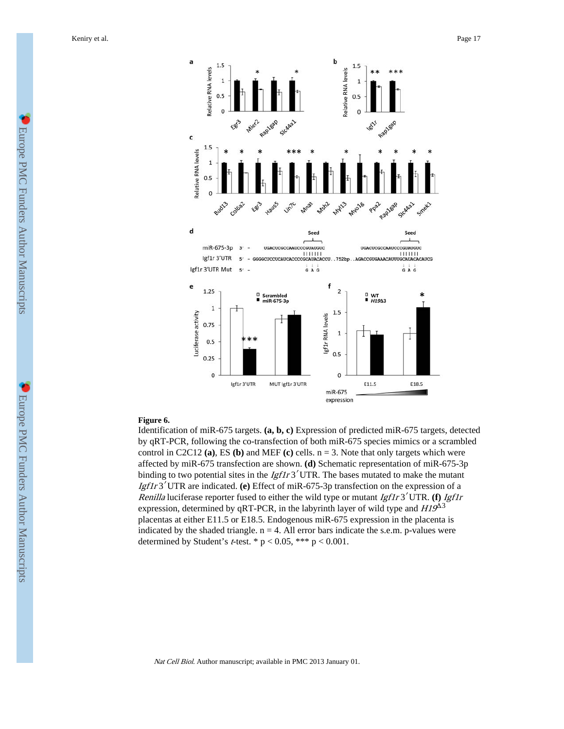a

1.5

1

0.5

0

Relative RNA levels

Egr3

Mier2

Rap1gap

Slc44a1

b

1.5

1

0.5

0

Relative RNA levels

** ***

Igf1r

Rap1gap

c

1.5

1

0.5

0

Relative RNA levels

Bud13

Col6a2

Egr3

Haus5

Lin7c

Mnat

Msh2

Myl13

Myo1g

Ppa2

Rap1gap

Slc44a1

Smek1

d

Seed

Seed

miR-675-3p 3′ - UGACUCGCCAAUCCCGUAUGUC UGACUCGCCAAUCCCGUAUGUC

Igf1r 3′UTR 5′ - GGGGCUCCUCAUCACCCCGCAUACACCU..752bp..AGACCGUGAAACAUUUGCAUACACAUCG

Igf1r 3′UTR Mut 5′ - G A G G A G

e

Luciferase activity

1.25

1

0.75

0.5

0.25

0

□ Scrambled

■ miR-675-3p

***

Igf1r 3′UTR

MUT Igf1r 3′UTR

f

Igf1r RNA levels

2

1.5

1

0.5

0

□ WT

■ H19Δ3

*

E11.5

E18.5

miR-675 expression

**Figure 6.**

Identification of miR-675 targets. **(a, b, c)** Expression of predicted miR-675 targets, detected by qRT-PCR, following the co-transfection of both miR-675 species mimics or a scrambled control in C2C12 **(a)**, ES **(b)** and MEF **(c)** cells. n = 3. Note that only targets which were affected by miR-675 transfection are shown. **(d)** Schematic representation of miR-675-3p binding to two potential sites in the *Igf1r* 3′UTR. The bases mutated to make the mutant *Igf1r* 3′UTR are indicated. **(e)** Effect of miR-675-3p transfection on the expression of a *Renilla* luciferase reporter fused to either the wild type or mutant *Igf1r* 3′UTR. **(f)** *Igf1r* expression, determined by qRT-PCR, in the labyrinth layer of wild type and $H19^{\Delta3}$ placentas at either E11.5 or E18.5. Endogenous miR-675 expression in the placenta is indicated by the shaded triangle. n = 4. All error bars indicate the s.e.m. p-values were determined by Student's *t*-test. * $p < 0.05$, *** $p < 0.001$.